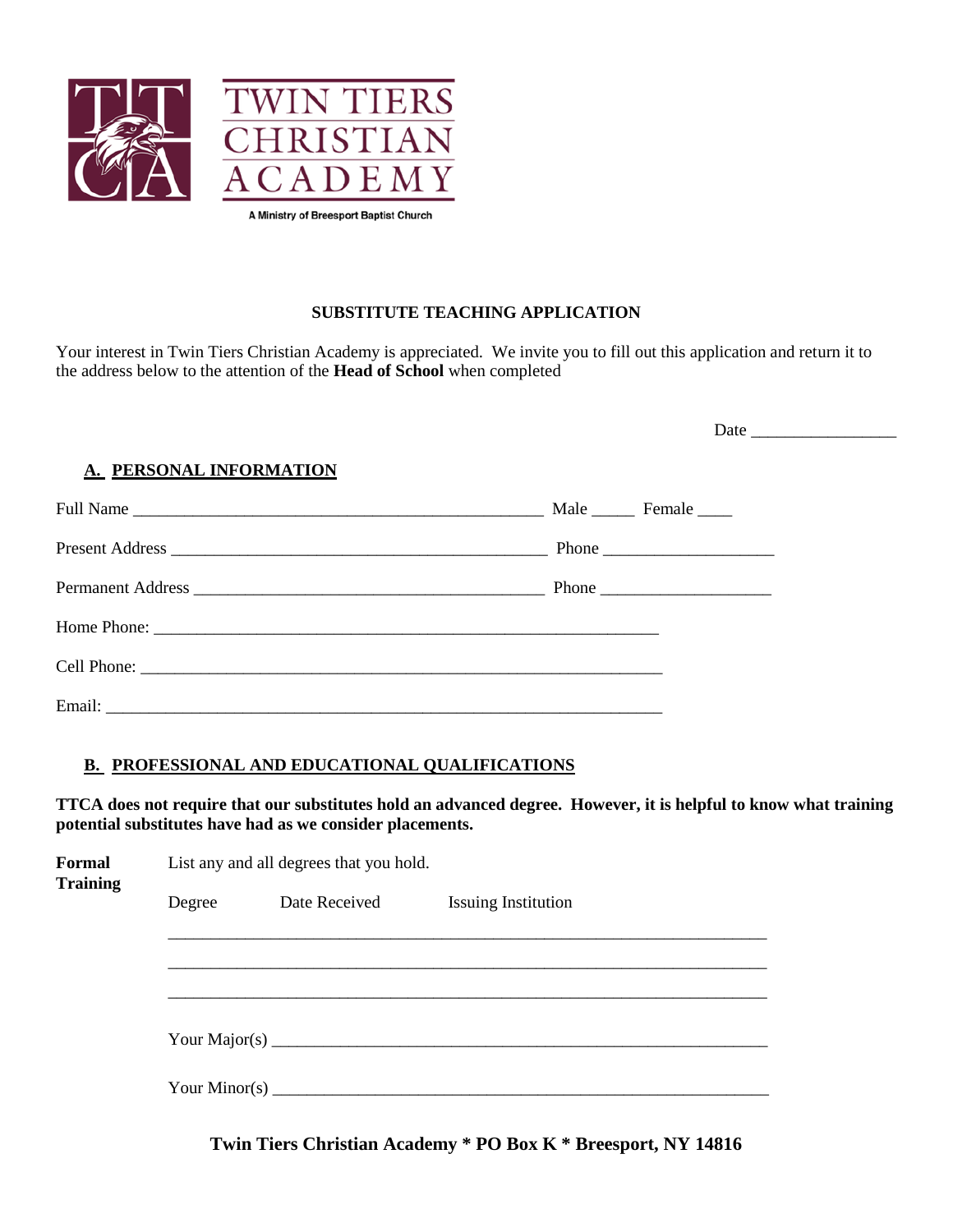TWIN TIERS CHRISTIAN ACADEMY

A Ministry of Breesport Baptist Church

## SUBSTITUTE TEACHING APPLICATION

Your interest in Twin Tiers Christian Academy is appreciated. We invite you to fill out this application and return it to the address below to the attention of the **Head of School** when completed

Date _________________

### A. PERSONAL INFORMATION

Full Name _________________________________________________ Male _____ Female ____

Present Address _____________________________________________ Phone ___________________

Permanent Address __________________________________________ Phone ___________________

Home Phone: ____________________________________________________________

Cell Phone: ______________________________________________________________

Email: __________________________________________________________________

### B. PROFESSIONAL AND EDUCATIONAL QUALIFICATIONS

**TTCA does not require that our substitutes hold an advanced degree. However, it is helpful to know what training potential substitutes have had as we consider placements.**

**Formal Training**

List any and all degrees that you hold.

| Degree | Date Received | Issuing Institution |
|---|---|---|
| | | |
| | | |
| | | |

Your Major(s) ___________________________________________________________

Your Minor(s) ___________________________________________________________

**Twin Tiers Christian Academy * PO Box K * Breesport, NY 14816**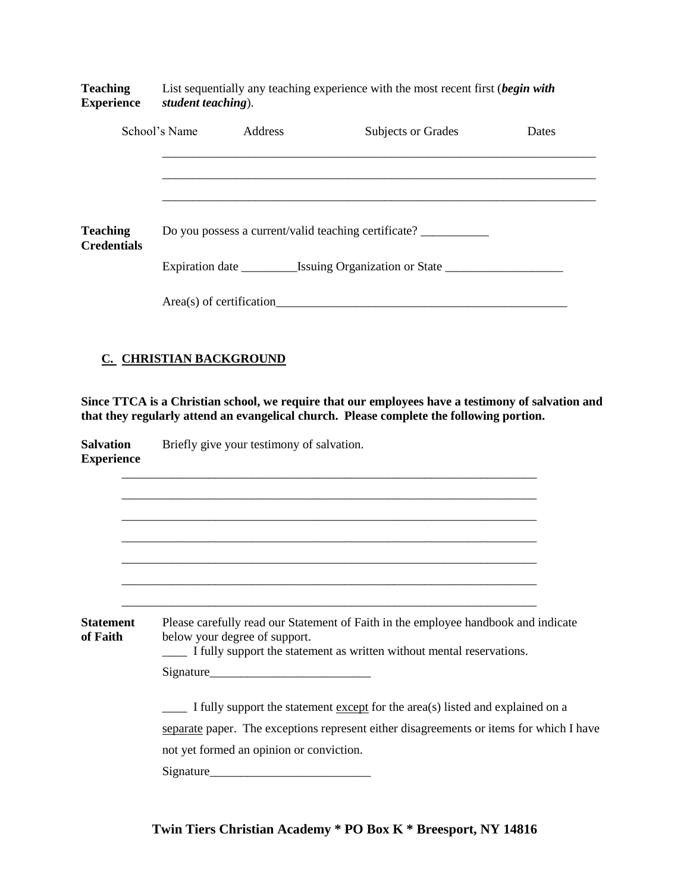**Teaching Experience** List sequentially any teaching experience with the most recent first (***begin with student teaching***).

| School's Name | Address | Subjects or Grades | Dates |
| --- | --- | --- | --- |
| | | | |
| | | | |
| | | | |

**Teaching Credentials** Do you possess a current/valid teaching certificate? ___________

Expiration date _________Issuing Organization or State ___________________

Area(s) of certification_________________________________________________

## C. CHRISTIAN BACKGROUND

**Since TTCA is a Christian school, we require that our employees have a testimony of salvation and that they regularly attend an evangelical church. Please complete the following portion.**

**Salvation Experience** Briefly give your testimony of salvation.

_____________________________________________________________________

_____________________________________________________________________

_____________________________________________________________________

_____________________________________________________________________

_____________________________________________________________________

_____________________________________________________________________

_____________________________________________________________________

**Statement of Faith** Please carefully read our Statement of Faith in the employee handbook and indicate below your degree of support.

____ I fully support the statement as written without mental reservations.

Signature__________________________

____ I fully support the statement except for the area(s) listed and explained on a separate paper. The exceptions represent either disagreements or items for which I have not yet formed an opinion or conviction.

Signature__________________________

**Twin Tiers Christian Academy * PO Box K * Breesport, NY 14816**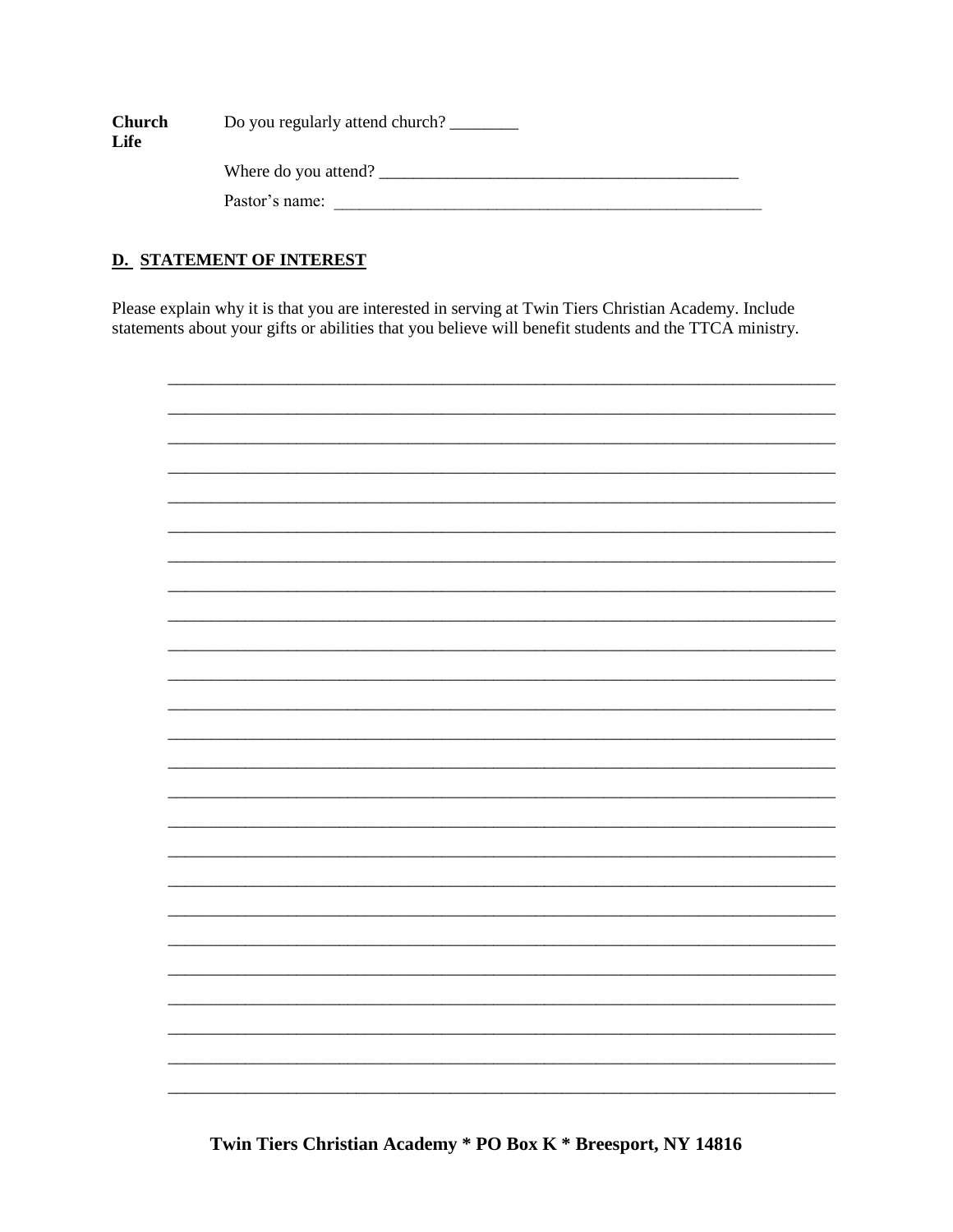**Church Life**

Do you regularly attend church? ________

Where do you attend? __________________________________________

Pastor's name: ____________________________________________________

## D. STATEMENT OF INTEREST

Please explain why it is that you are interested in serving at Twin Tiers Christian Academy. Include statements about your gifts or abilities that you believe will benefit students and the TTCA ministry.

_______________________________________________________________________________

_______________________________________________________________________________

_______________________________________________________________________________

_______________________________________________________________________________

_______________________________________________________________________________

_______________________________________________________________________________

_______________________________________________________________________________

_______________________________________________________________________________

_______________________________________________________________________________

_______________________________________________________________________________

_______________________________________________________________________________

_______________________________________________________________________________

_______________________________________________________________________________

_______________________________________________________________________________

_______________________________________________________________________________

_______________________________________________________________________________

_______________________________________________________________________________

_______________________________________________________________________________

_______________________________________________________________________________

_______________________________________________________________________________

_______________________________________________________________________________

_______________________________________________________________________________

_______________________________________________________________________________

_______________________________________________________________________________

_______________________________________________________________________________

**Twin Tiers Christian Academy * PO Box K * Breesport, NY 14816**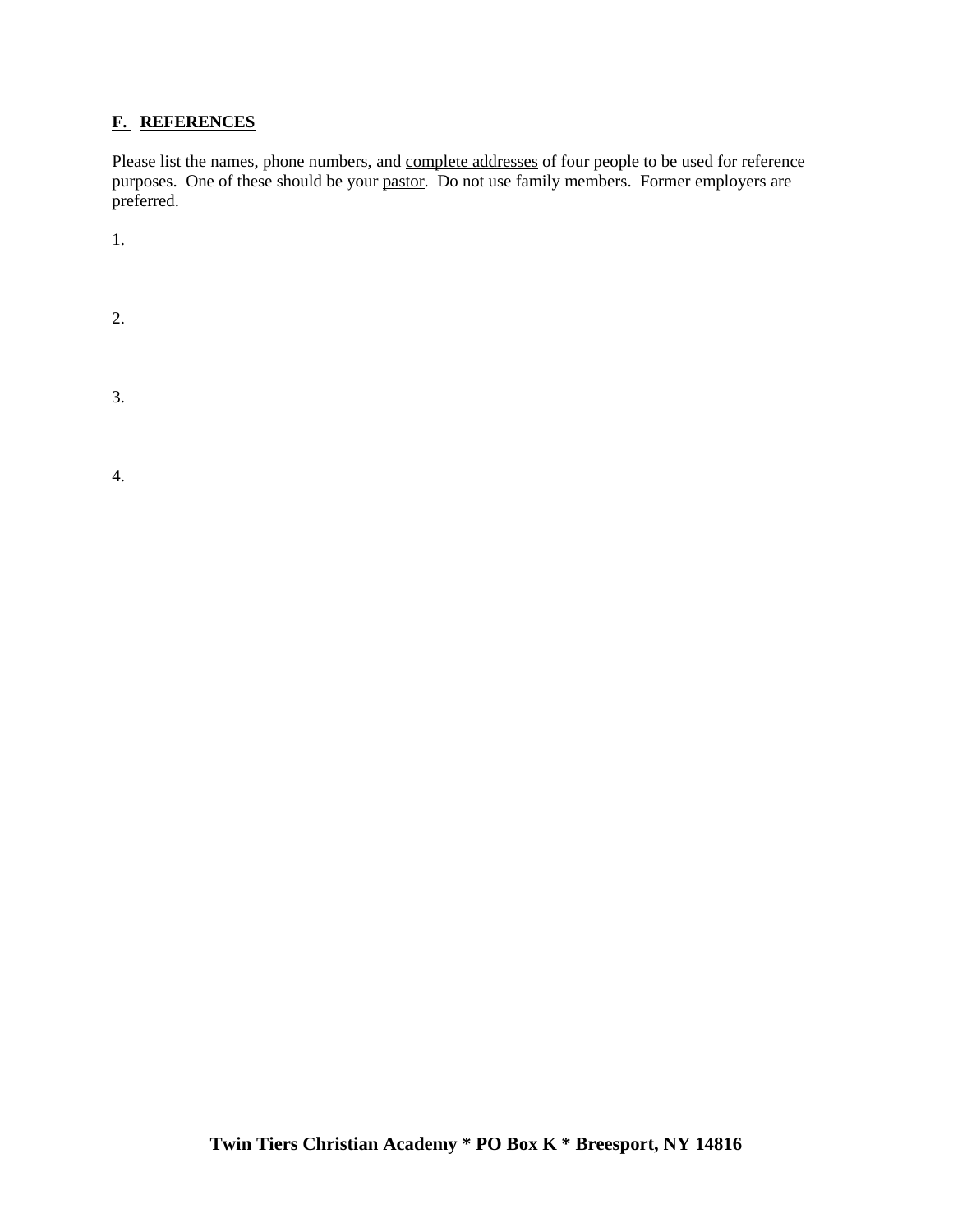## F. REFERENCES

Please list the names, phone numbers, and complete addresses of four people to be used for reference purposes. One of these should be your pastor. Do not use family members. Former employers are preferred.

1.

2.

3.

4.

**Twin Tiers Christian Academy * PO Box K * Breesport, NY 14816**